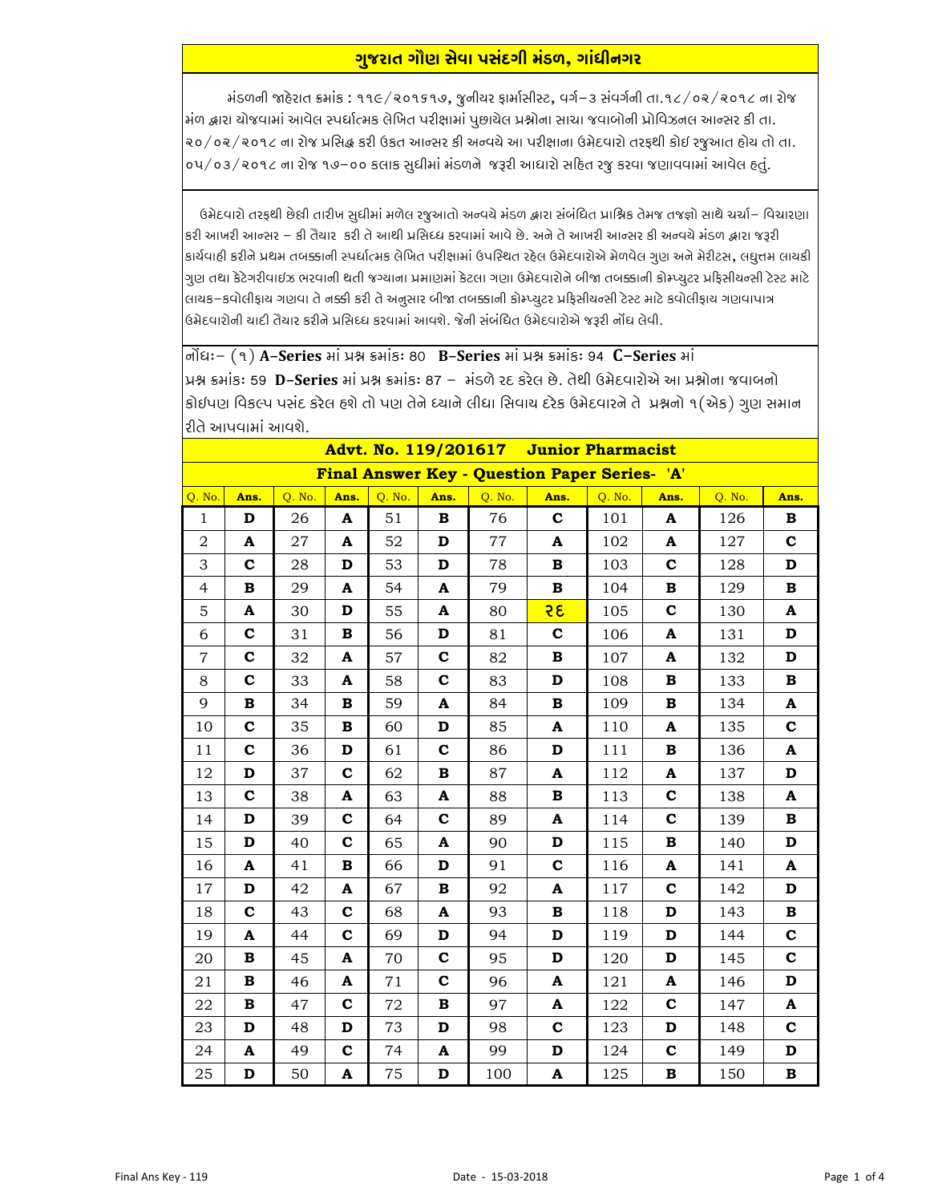# ગુજરાત ગૌણ સેવા પસંદગી મંડળ, ગાંધીનગર

મંડળની જાહેરાત ક્રમાંક : ૧૧૯/૨૦૧૬૧૭, જુનીયર ફાર્માસીસ્ટ, વર્ગ–૩ સંવર્ગની તા.૧૮/૦૨/૨૦૧૮ ના રોજ મંળ દ્વારા યોજવામાં આવેલ સ્પર્ધાત્મક લેખિત પરીક્ષામાં પુછાયેલ પ્રશ્નોના સાચા જવાબોની પ્રોવિઝનલ આન્સર કી તા. ૨૦/૦૨/૨૦૧૮ ના રોજ પ્રસિદ્ધ કરી ઉકત આન્સર કી અન્વયે આ પરીક્ષાના ઉમેદવારો તરફથી કોઇ રજુઆત હોય તો તા. ૦૫/૦૩/૨૦૧૮ ના રોજ ૧૭–૦૦ કલાક સુધીમાં મંડળને જરૂરી આધારો સહિત રજુ કરવા જણાવવામાં આવેલ હતું.

ઉમેદવારો તરફથી છેલ્લી તારીખ સુધીમાં મળેલ રજુઆતો અન્વયે મંડળ દ્વારા સંબંધિત પ્રાશ્નિક તેમજ તજજ્ઞો સાથે ચર્ચા– વિચારણા કરી આખરી આન્સર – કી તૈયાર કરી તે આથી પ્રસિધ્ધ કરવામાં આવે છે. અને તે આખરી આન્સર કી અન્વયે મંડળ દ્વારા જરૂરી કાર્યવાહી કરીને પ્રથમ તબક્કાની સ્પર્ધાત્મક લેખિત પરીક્ષામાં ઉપસ્થિત રહેલ ઉમેદવારોએ મેળવેલ ગુણ અને મેરીટસ, લઘુત્તમ લાયકી ગુણ તથા કેટેગરીવાઇઝ ભરવાની થતી જગ્યાના પ્રમાણમાં કેટલા ગણા ઉમેદવારોને બીજા તબક્કાની કોમ્પ્યુટર પ્રફિસીયન્સી ટેસ્ટ માટે લાયક–કવોલીફાય ગણવા તે નક્કી કરી તે અનુસાર બીજા તબક્કાની કોમ્પ્યુટર પ્રફિસીયન્સી ટેસ્ટ માટે કવોલીફાય ગણવાપાત્ર ઉમેદવારોની યાદી તૈયાર કરીને પ્રસિધ્ધ કરવામાં આવશે. જેની સંબંધિત ઉમેદવારોએ જરૂરી નોંધ લેવી.

નોંધઃ– (૧) **A–Series** માં પ્રશ્ન ક્રમાંકઃ 80 **B–Series** માં પ્રશ્ન ક્રમાંકઃ 94 **C–Series** માં પ્રશ્ન ક્રમાંકઃ 59 **D–Series** માં પ્રશ્ન ક્રમાંકઃ 87 – મંડળે રદ કરેલ છે. તેથી ઉમેદવારોએ આ પ્રશ્નોના જવાબનો કોઈપણ વિકલ્પ પસંદ કરેલ હશે તો પણ તેને ધ્યાને લીધા સિવાય દરેક ઉમેદવારને તે પ્રશ્નનો ૧(એક) ગુણ સમાન રીતે આપવામાં આવશે.

## Advt. No. 119/201617 Junior Pharmacist

### Final Answer Key - Question Paper Series- 'A'

| Q. No. | Ans. | Q. No. | Ans. | Q. No. | Ans. | Q. No. | Ans. | Q. No. | Ans. | Q. No. | Ans. |
|---|---|---|---|---|---|---|---|---|---|---|---|
| 1 | **D** | 26 | **A** | 51 | **B** | 76 | **C** | 101 | **A** | 126 | **B** |
| 2 | **A** | 27 | **A** | 52 | **D** | 77 | **A** | 102 | **A** | 127 | **C** |
| 3 | **C** | 28 | **D** | 53 | **D** | 78 | **B** | 103 | **C** | 128 | **D** |
| 4 | **B** | 29 | **A** | 54 | **A** | 79 | **B** | 104 | **B** | 129 | **B** |
| 5 | **A** | 30 | **D** | 55 | **A** | 80 | **રદ** | 105 | **C** | 130 | **A** |
| 6 | **C** | 31 | **B** | 56 | **D** | 81 | **C** | 106 | **A** | 131 | **D** |
| 7 | **C** | 32 | **A** | 57 | **C** | 82 | **B** | 107 | **A** | 132 | **D** |
| 8 | **C** | 33 | **A** | 58 | **C** | 83 | **D** | 108 | **B** | 133 | **B** |
| 9 | **B** | 34 | **B** | 59 | **A** | 84 | **B** | 109 | **B** | 134 | **A** |
| 10 | **C** | 35 | **B** | 60 | **D** | 85 | **A** | 110 | **A** | 135 | **C** |
| 11 | **C** | 36 | **D** | 61 | **C** | 86 | **D** | 111 | **B** | 136 | **A** |
| 12 | **D** | 37 | **C** | 62 | **B** | 87 | **A** | 112 | **A** | 137 | **D** |
| 13 | **C** | 38 | **A** | 63 | **A** | 88 | **B** | 113 | **C** | 138 | **A** |
| 14 | **D** | 39 | **C** | 64 | **C** | 89 | **A** | 114 | **C** | 139 | **B** |
| 15 | **D** | 40 | **C** | 65 | **A** | 90 | **D** | 115 | **B** | 140 | **D** |
| 16 | **A** | 41 | **B** | 66 | **D** | 91 | **C** | 116 | **A** | 141 | **A** |
| 17 | **D** | 42 | **A** | 67 | **B** | 92 | **A** | 117 | **C** | 142 | **D** |
| 18 | **C** | 43 | **C** | 68 | **A** | 93 | **B** | 118 | **D** | 143 | **B** |
| 19 | **A** | 44 | **C** | 69 | **D** | 94 | **D** | 119 | **D** | 144 | **C** |
| 20 | **B** | 45 | **A** | 70 | **C** | 95 | **D** | 120 | **D** | 145 | **C** |
| 21 | **B** | 46 | **A** | 71 | **C** | 96 | **A** | 121 | **A** | 146 | **D** |
| 22 | **B** | 47 | **C** | 72 | **B** | 97 | **A** | 122 | **C** | 147 | **A** |
| 23 | **D** | 48 | **D** | 73 | **D** | 98 | **C** | 123 | **D** | 148 | **C** |
| 24 | **A** | 49 | **C** | 74 | **A** | 99 | **D** | 124 | **C** | 149 | **D** |
| 25 | **D** | 50 | **A** | 75 | **D** | 100 | **A** | 125 | **B** | 150 | **B** |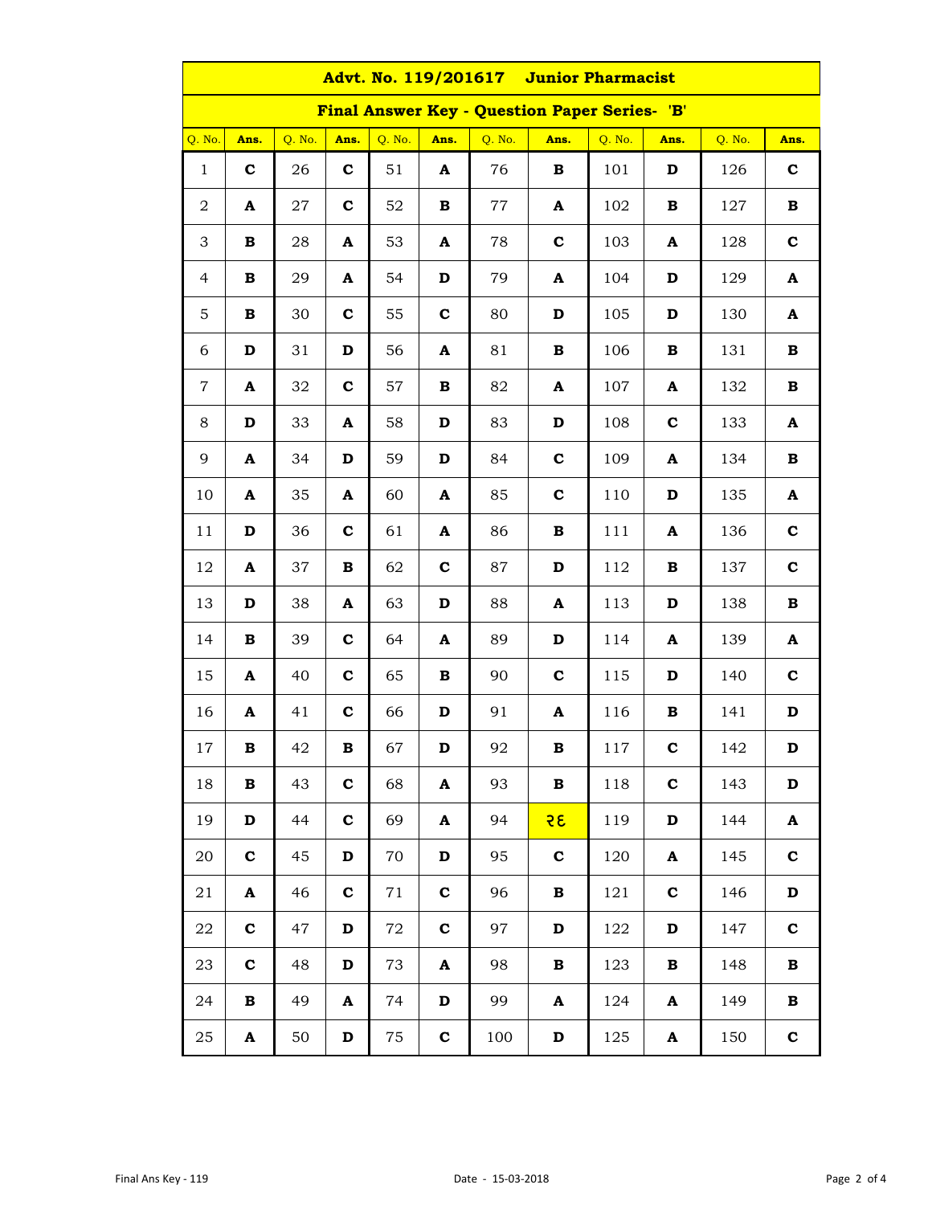| **Advt. No. 119/201617 Junior Pharmacist** | | | | | | | | | | | |
|---|---|---|---|---|---|---|---|---|---|---|---|
| **Final Answer Key - Question Paper Series- 'B'** | | | | | | | | | | | |
| Q. No. | **Ans.** | Q. No. | **Ans.** | Q. No. | **Ans.** | Q. No. | **Ans.** | Q. No. | **Ans.** | Q. No. | **Ans.** |
| 1 | **C** | 26 | **C** | 51 | **A** | 76 | **B** | 101 | **D** | 126 | **C** |
| 2 | **A** | 27 | **C** | 52 | **B** | 77 | **A** | 102 | **B** | 127 | **B** |
| 3 | **B** | 28 | **A** | 53 | **A** | 78 | **C** | 103 | **A** | 128 | **C** |
| 4 | **B** | 29 | **A** | 54 | **D** | 79 | **A** | 104 | **D** | 129 | **A** |
| 5 | **B** | 30 | **C** | 55 | **C** | 80 | **D** | 105 | **D** | 130 | **A** |
| 6 | **D** | 31 | **D** | 56 | **A** | 81 | **B** | 106 | **B** | 131 | **B** |
| 7 | **A** | 32 | **C** | 57 | **B** | 82 | **A** | 107 | **A** | 132 | **B** |
| 8 | **D** | 33 | **A** | 58 | **D** | 83 | **D** | 108 | **C** | 133 | **A** |
| 9 | **A** | 34 | **D** | 59 | **D** | 84 | **C** | 109 | **A** | 134 | **B** |
| 10 | **A** | 35 | **A** | 60 | **A** | 85 | **C** | 110 | **D** | 135 | **A** |
| 11 | **D** | 36 | **C** | 61 | **A** | 86 | **B** | 111 | **A** | 136 | **C** |
| 12 | **A** | 37 | **B** | 62 | **C** | 87 | **D** | 112 | **B** | 137 | **C** |
| 13 | **D** | 38 | **A** | 63 | **D** | 88 | **A** | 113 | **D** | 138 | **B** |
| 14 | **B** | 39 | **C** | 64 | **A** | 89 | **D** | 114 | **A** | 139 | **A** |
| 15 | **A** | 40 | **C** | 65 | **B** | 90 | **C** | 115 | **D** | 140 | **C** |
| 16 | **A** | 41 | **C** | 66 | **D** | 91 | **A** | 116 | **B** | 141 | **D** |
| 17 | **B** | 42 | **B** | 67 | **D** | 92 | **B** | 117 | **C** | 142 | **D** |
| 18 | **B** | 43 | **C** | 68 | **A** | 93 | **B** | 118 | **C** | 143 | **D** |
| 19 | **D** | 44 | **C** | 69 | **A** | 94 | **રદ** | 119 | **D** | 144 | **A** |
| 20 | **C** | 45 | **D** | 70 | **D** | 95 | **C** | 120 | **A** | 145 | **C** |
| 21 | **A** | 46 | **C** | 71 | **C** | 96 | **B** | 121 | **C** | 146 | **D** |
| 22 | **C** | 47 | **D** | 72 | **C** | 97 | **D** | 122 | **D** | 147 | **C** |
| 23 | **C** | 48 | **D** | 73 | **A** | 98 | **B** | 123 | **B** | 148 | **B** |
| 24 | **B** | 49 | **A** | 74 | **D** | 99 | **A** | 124 | **A** | 149 | **B** |
| 25 | **A** | 50 | **D** | 75 | **C** | 100 | **D** | 125 | **A** | 150 | **C** |

Final Ans Key - 119 Date - 15-03-2018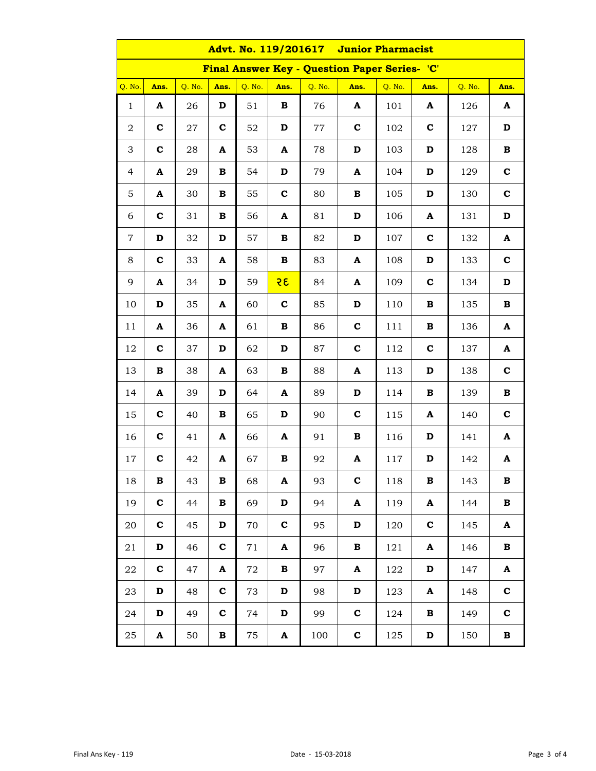## Advt. No. 119/201617 Junior Pharmacist

### Final Answer Key - Question Paper Series- 'C'

| Q. No. | Ans. | Q. No. | Ans. | Q. No. | Ans. | Q. No. | Ans. | Q. No. | Ans. | Q. No. | Ans. |
|---|---|---|---|---|---|---|---|---|---|---|---|
| 1 | **A** | 26 | **D** | 51 | **B** | 76 | **A** | 101 | **A** | 126 | **A** |
| 2 | **C** | 27 | **C** | 52 | **D** | 77 | **C** | 102 | **C** | 127 | **D** |
| 3 | **C** | 28 | **A** | 53 | **A** | 78 | **D** | 103 | **D** | 128 | **B** |
| 4 | **A** | 29 | **B** | 54 | **D** | 79 | **A** | 104 | **D** | 129 | **C** |
| 5 | **A** | 30 | **B** | 55 | **C** | 80 | **B** | 105 | **D** | 130 | **C** |
| 6 | **C** | 31 | **B** | 56 | **A** | 81 | **D** | 106 | **A** | 131 | **D** |
| 7 | **D** | 32 | **D** | 57 | **B** | 82 | **D** | 107 | **C** | 132 | **A** |
| 8 | **C** | 33 | **A** | 58 | **B** | 83 | **A** | 108 | **D** | 133 | **C** |
| 9 | **A** | 34 | **D** | 59 | **રદ** | 84 | **A** | 109 | **C** | 134 | **D** |
| 10 | **D** | 35 | **A** | 60 | **C** | 85 | **D** | 110 | **B** | 135 | **B** |
| 11 | **A** | 36 | **A** | 61 | **B** | 86 | **C** | 111 | **B** | 136 | **A** |
| 12 | **C** | 37 | **D** | 62 | **D** | 87 | **C** | 112 | **C** | 137 | **A** |
| 13 | **B** | 38 | **A** | 63 | **B** | 88 | **A** | 113 | **D** | 138 | **C** |
| 14 | **A** | 39 | **D** | 64 | **A** | 89 | **D** | 114 | **B** | 139 | **B** |
| 15 | **C** | 40 | **B** | 65 | **D** | 90 | **C** | 115 | **A** | 140 | **C** |
| 16 | **C** | 41 | **A** | 66 | **A** | 91 | **B** | 116 | **D** | 141 | **A** |
| 17 | **C** | 42 | **A** | 67 | **B** | 92 | **A** | 117 | **D** | 142 | **A** |
| 18 | **B** | 43 | **B** | 68 | **A** | 93 | **C** | 118 | **B** | 143 | **B** |
| 19 | **C** | 44 | **B** | 69 | **D** | 94 | **A** | 119 | **A** | 144 | **B** |
| 20 | **C** | 45 | **D** | 70 | **C** | 95 | **D** | 120 | **C** | 145 | **A** |
| 21 | **D** | 46 | **C** | 71 | **A** | 96 | **B** | 121 | **A** | 146 | **B** |
| 22 | **C** | 47 | **A** | 72 | **B** | 97 | **A** | 122 | **D** | 147 | **A** |
| 23 | **D** | 48 | **C** | 73 | **D** | 98 | **D** | 123 | **A** | 148 | **C** |
| 24 | **D** | 49 | **C** | 74 | **D** | 99 | **C** | 124 | **B** | 149 | **C** |
| 25 | **A** | 50 | **B** | 75 | **A** | 100 | **C** | 125 | **D** | 150 | **B** |

Final Ans Key - 119 Date - 15-03-2018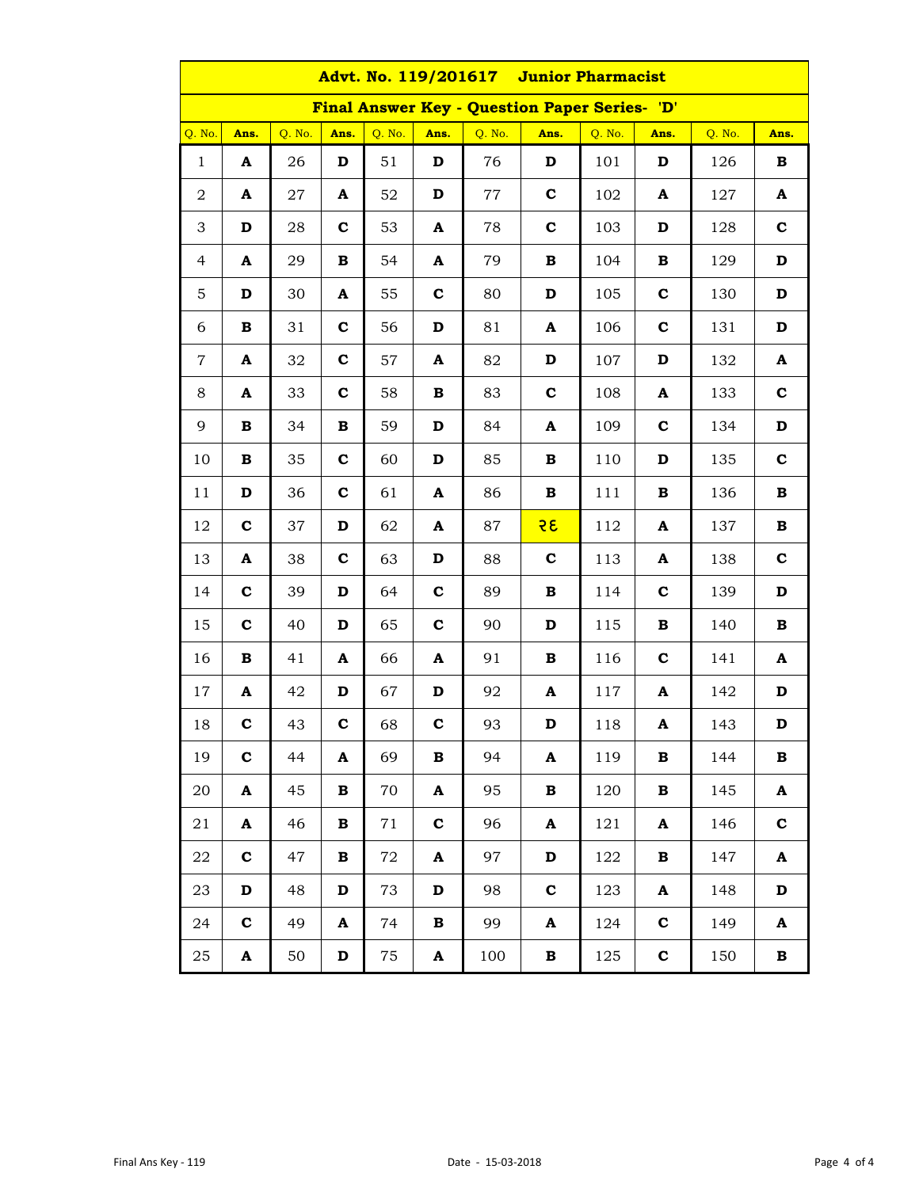## Advt. No. 119/201617 Junior Pharmacist

### Final Answer Key - Question Paper Series- 'D'

| Q. No. | Ans. | Q. No. | Ans. | Q. No. | Ans. | Q. No. | Ans. | Q. No. | Ans. | Q. No. | Ans. |
|---|---|---|---|---|---|---|---|---|---|---|---|
| 1 | **A** | 26 | **D** | 51 | **D** | 76 | **D** | 101 | **D** | 126 | **B** |
| 2 | **A** | 27 | **A** | 52 | **D** | 77 | **C** | 102 | **A** | 127 | **A** |
| 3 | **D** | 28 | **C** | 53 | **A** | 78 | **C** | 103 | **D** | 128 | **C** |
| 4 | **A** | 29 | **B** | 54 | **A** | 79 | **B** | 104 | **B** | 129 | **D** |
| 5 | **D** | 30 | **A** | 55 | **C** | 80 | **D** | 105 | **C** | 130 | **D** |
| 6 | **B** | 31 | **C** | 56 | **D** | 81 | **A** | 106 | **C** | 131 | **D** |
| 7 | **A** | 32 | **C** | 57 | **A** | 82 | **D** | 107 | **D** | 132 | **A** |
| 8 | **A** | 33 | **C** | 58 | **B** | 83 | **C** | 108 | **A** | 133 | **C** |
| 9 | **B** | 34 | **B** | 59 | **D** | 84 | **A** | 109 | **C** | 134 | **D** |
| 10 | **B** | 35 | **C** | 60 | **D** | 85 | **B** | 110 | **D** | 135 | **C** |
| 11 | **D** | 36 | **C** | 61 | **A** | 86 | **B** | 111 | **B** | 136 | **B** |
| 12 | **C** | 37 | **D** | 62 | **A** | 87 | **रद** | 112 | **A** | 137 | **B** |
| 13 | **A** | 38 | **C** | 63 | **D** | 88 | **C** | 113 | **A** | 138 | **C** |
| 14 | **C** | 39 | **D** | 64 | **C** | 89 | **B** | 114 | **C** | 139 | **D** |
| 15 | **C** | 40 | **D** | 65 | **C** | 90 | **D** | 115 | **B** | 140 | **B** |
| 16 | **B** | 41 | **A** | 66 | **A** | 91 | **B** | 116 | **C** | 141 | **A** |
| 17 | **A** | 42 | **D** | 67 | **D** | 92 | **A** | 117 | **A** | 142 | **D** |
| 18 | **C** | 43 | **C** | 68 | **C** | 93 | **D** | 118 | **A** | 143 | **D** |
| 19 | **C** | 44 | **A** | 69 | **B** | 94 | **A** | 119 | **B** | 144 | **B** |
| 20 | **A** | 45 | **B** | 70 | **A** | 95 | **B** | 120 | **B** | 145 | **A** |
| 21 | **A** | 46 | **B** | 71 | **C** | 96 | **A** | 121 | **A** | 146 | **C** |
| 22 | **C** | 47 | **B** | 72 | **A** | 97 | **D** | 122 | **B** | 147 | **A** |
| 23 | **D** | 48 | **D** | 73 | **D** | 98 | **C** | 123 | **A** | 148 | **D** |
| 24 | **C** | 49 | **A** | 74 | **B** | 99 | **A** | 124 | **C** | 149 | **A** |
| 25 | **A** | 50 | **D** | 75 | **A** | 100 | **B** | 125 | **C** | 150 | **B** |

Final Ans Key - 119 Date - 15-03-2018